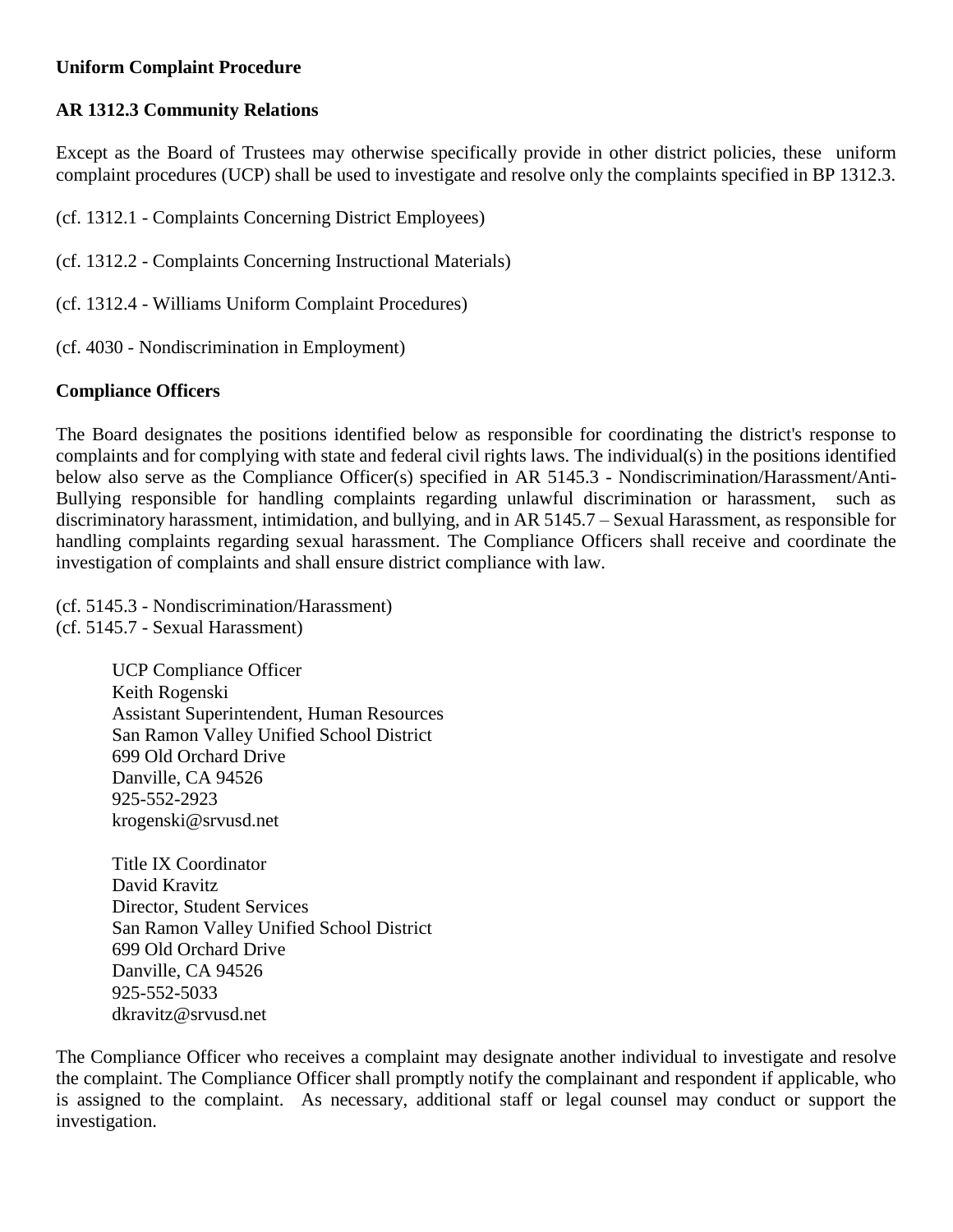**Uniform Complaint Procedure**

**AR 1312.3 Community Relations**

Except as the Board of Trustees may otherwise specifically provide in other district policies, these uniform complaint procedures (UCP) shall be used to investigate and resolve only the complaints specified in BP 1312.3.

(cf. 1312.1 - Complaints Concerning District Employees)

(cf. 1312.2 - Complaints Concerning Instructional Materials)

(cf. 1312.4 - Williams Uniform Complaint Procedures)

(cf. 4030 - Nondiscrimination in Employment)

**Compliance Officers**

The Board designates the positions identified below as responsible for coordinating the district's response to complaints and for complying with state and federal civil rights laws. The individual(s) in the positions identified below also serve as the Compliance Officer(s) specified in AR 5145.3 - Nondiscrimination/Harassment/Anti-Bullying responsible for handling complaints regarding unlawful discrimination or harassment, such as discriminatory harassment, intimidation, and bullying, and in AR 5145.7 – Sexual Harassment, as responsible for handling complaints regarding sexual harassment. The Compliance Officers shall receive and coordinate the investigation of complaints and shall ensure district compliance with law.

(cf. 5145.3 - Nondiscrimination/Harassment)
(cf. 5145.7 - Sexual Harassment)

UCP Compliance Officer
Keith Rogenski
Assistant Superintendent, Human Resources
San Ramon Valley Unified School District
699 Old Orchard Drive
Danville, CA 94526
925-552-2923
krogenski@srvusd.net

Title IX Coordinator
David Kravitz
Director, Student Services
San Ramon Valley Unified School District
699 Old Orchard Drive
Danville, CA 94526
925-552-5033
dkravitz@srvusd.net

The Compliance Officer who receives a complaint may designate another individual to investigate and resolve the complaint. The Compliance Officer shall promptly notify the complainant and respondent if applicable, who is assigned to the complaint. As necessary, additional staff or legal counsel may conduct or support the investigation.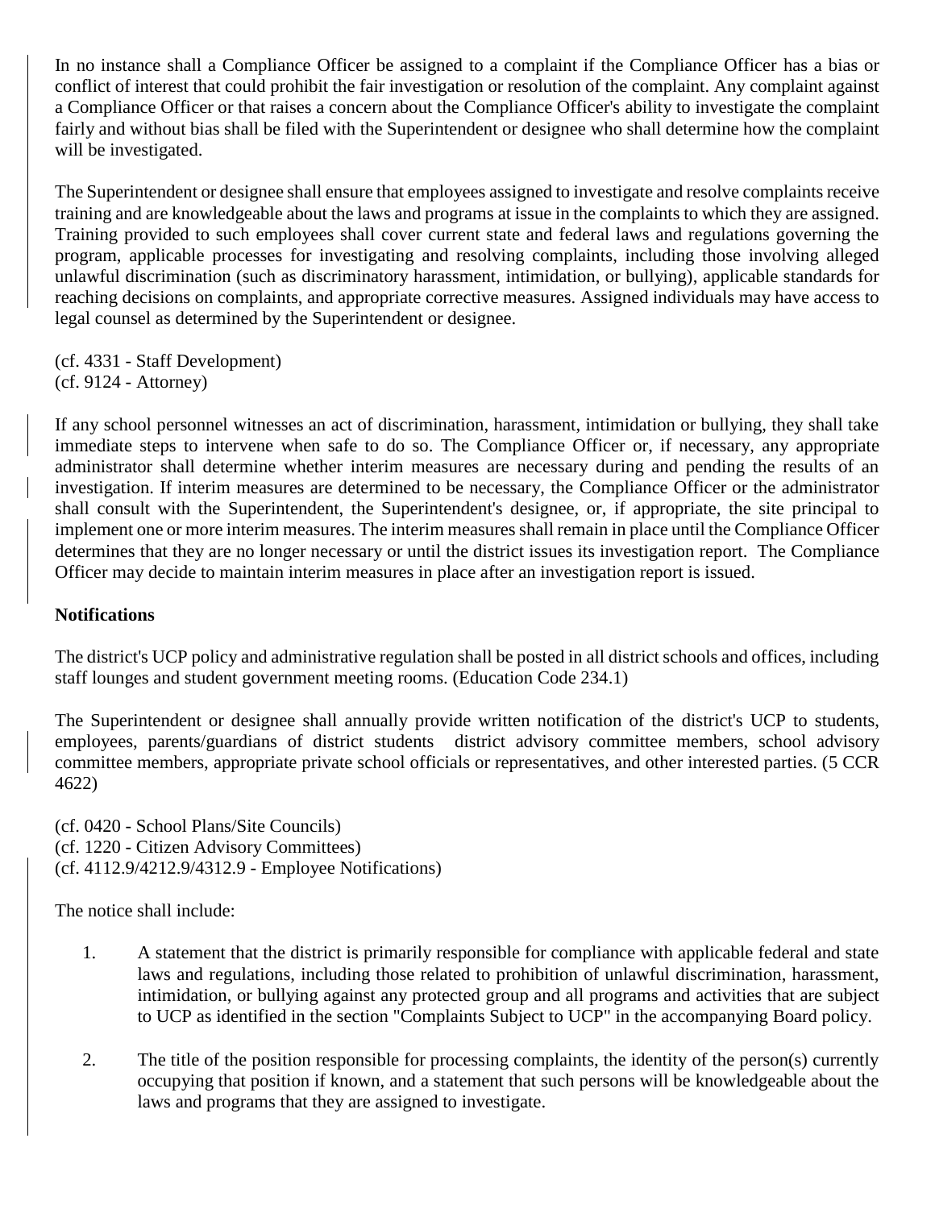In no instance shall a Compliance Officer be assigned to a complaint if the Compliance Officer has a bias or conflict of interest that could prohibit the fair investigation or resolution of the complaint. Any complaint against a Compliance Officer or that raises a concern about the Compliance Officer's ability to investigate the complaint fairly and without bias shall be filed with the Superintendent or designee who shall determine how the complaint will be investigated.

The Superintendent or designee shall ensure that employees assigned to investigate and resolve complaints receive training and are knowledgeable about the laws and programs at issue in the complaints to which they are assigned. Training provided to such employees shall cover current state and federal laws and regulations governing the program, applicable processes for investigating and resolving complaints, including those involving alleged unlawful discrimination (such as discriminatory harassment, intimidation, or bullying), applicable standards for reaching decisions on complaints, and appropriate corrective measures. Assigned individuals may have access to legal counsel as determined by the Superintendent or designee.

(cf. 4331 - Staff Development)
(cf. 9124 - Attorney)

If any school personnel witnesses an act of discrimination, harassment, intimidation or bullying, they shall take immediate steps to intervene when safe to do so. The Compliance Officer or, if necessary, any appropriate administrator shall determine whether interim measures are necessary during and pending the results of an investigation. If interim measures are determined to be necessary, the Compliance Officer or the administrator shall consult with the Superintendent, the Superintendent's designee, or, if appropriate, the site principal to implement one or more interim measures. The interim measures shall remain in place until the Compliance Officer determines that they are no longer necessary or until the district issues its investigation report. The Compliance Officer may decide to maintain interim measures in place after an investigation report is issued.

**Notifications**

The district's UCP policy and administrative regulation shall be posted in all district schools and offices, including staff lounges and student government meeting rooms. (Education Code 234.1)

The Superintendent or designee shall annually provide written notification of the district's UCP to students, employees, parents/guardians of district students district advisory committee members, school advisory committee members, appropriate private school officials or representatives, and other interested parties. (5 CCR 4622)

(cf. 0420 - School Plans/Site Councils)
(cf. 1220 - Citizen Advisory Committees)
(cf. 4112.9/4212.9/4312.9 - Employee Notifications)

The notice shall include:

1. A statement that the district is primarily responsible for compliance with applicable federal and state laws and regulations, including those related to prohibition of unlawful discrimination, harassment, intimidation, or bullying against any protected group and all programs and activities that are subject to UCP as identified in the section "Complaints Subject to UCP" in the accompanying Board policy.

2. The title of the position responsible for processing complaints, the identity of the person(s) currently occupying that position if known, and a statement that such persons will be knowledgeable about the laws and programs that they are assigned to investigate.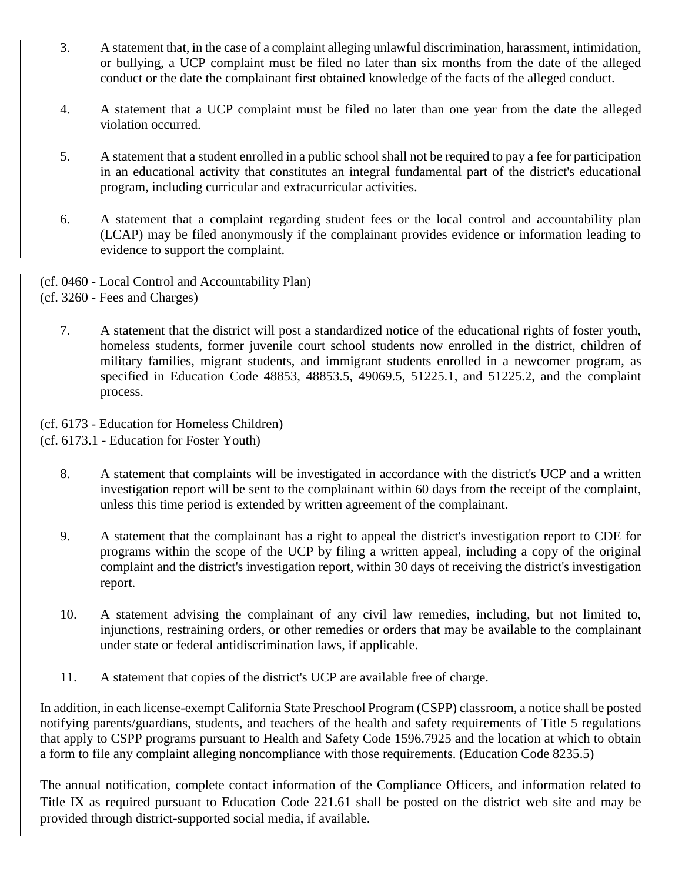3. A statement that, in the case of a complaint alleging unlawful discrimination, harassment, intimidation, or bullying, a UCP complaint must be filed no later than six months from the date of the alleged conduct or the date the complainant first obtained knowledge of the facts of the alleged conduct.

4. A statement that a UCP complaint must be filed no later than one year from the date the alleged violation occurred.

5. A statement that a student enrolled in a public school shall not be required to pay a fee for participation in an educational activity that constitutes an integral fundamental part of the district's educational program, including curricular and extracurricular activities.

6. A statement that a complaint regarding student fees or the local control and accountability plan (LCAP) may be filed anonymously if the complainant provides evidence or information leading to evidence to support the complaint.

(cf. 0460 - Local Control and Accountability Plan)
(cf. 3260 - Fees and Charges)

7. A statement that the district will post a standardized notice of the educational rights of foster youth, homeless students, former juvenile court school students now enrolled in the district, children of military families, migrant students, and immigrant students enrolled in a newcomer program, as specified in Education Code 48853, 48853.5, 49069.5, 51225.1, and 51225.2, and the complaint process.

(cf. 6173 - Education for Homeless Children)
(cf. 6173.1 - Education for Foster Youth)

8. A statement that complaints will be investigated in accordance with the district's UCP and a written investigation report will be sent to the complainant within 60 days from the receipt of the complaint, unless this time period is extended by written agreement of the complainant.

9. A statement that the complainant has a right to appeal the district's investigation report to CDE for programs within the scope of the UCP by filing a written appeal, including a copy of the original complaint and the district's investigation report, within 30 days of receiving the district's investigation report.

10. A statement advising the complainant of any civil law remedies, including, but not limited to, injunctions, restraining orders, or other remedies or orders that may be available to the complainant under state or federal antidiscrimination laws, if applicable.

11. A statement that copies of the district's UCP are available free of charge.

In addition, in each license-exempt California State Preschool Program (CSPP) classroom, a notice shall be posted notifying parents/guardians, students, and teachers of the health and safety requirements of Title 5 regulations that apply to CSPP programs pursuant to Health and Safety Code 1596.7925 and the location at which to obtain a form to file any complaint alleging noncompliance with those requirements. (Education Code 8235.5)

The annual notification, complete contact information of the Compliance Officers, and information related to Title IX as required pursuant to Education Code 221.61 shall be posted on the district web site and may be provided through district-supported social media, if available.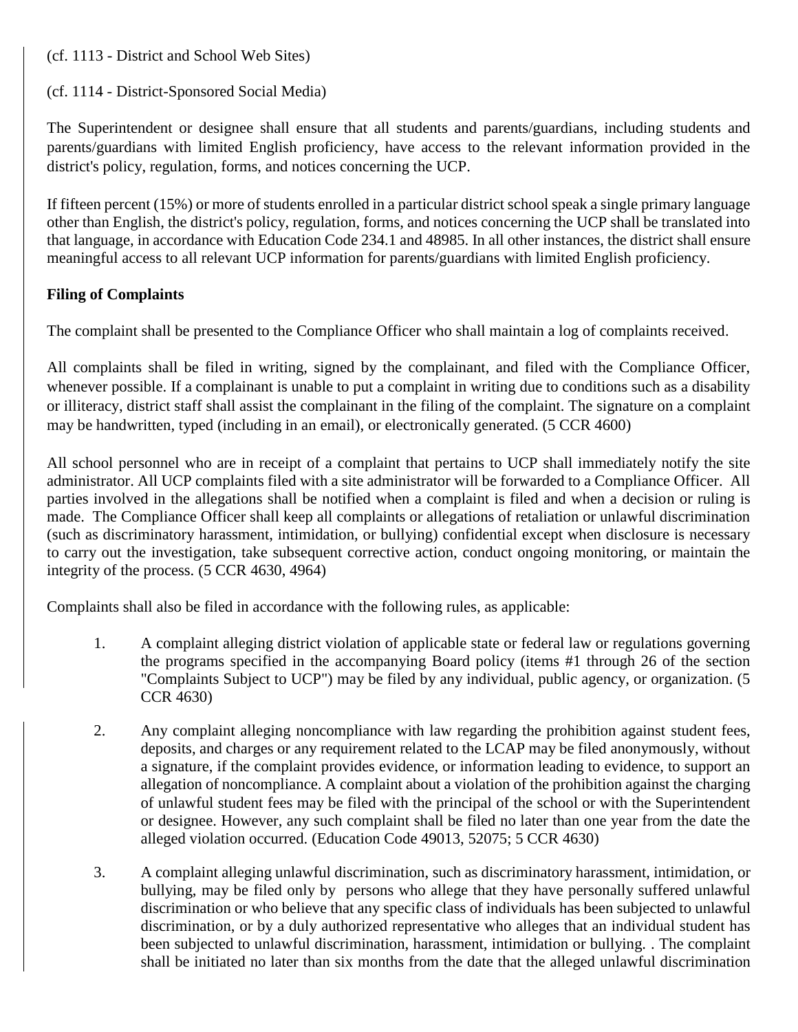(cf. 1113 - District and School Web Sites)

(cf. 1114 - District-Sponsored Social Media)

The Superintendent or designee shall ensure that all students and parents/guardians, including students and parents/guardians with limited English proficiency, have access to the relevant information provided in the district's policy, regulation, forms, and notices concerning the UCP.

If fifteen percent (15%) or more of students enrolled in a particular district school speak a single primary language other than English, the district's policy, regulation, forms, and notices concerning the UCP shall be translated into that language, in accordance with Education Code 234.1 and 48985. In all other instances, the district shall ensure meaningful access to all relevant UCP information for parents/guardians with limited English proficiency.

**Filing of Complaints**

The complaint shall be presented to the Compliance Officer who shall maintain a log of complaints received.

All complaints shall be filed in writing, signed by the complainant, and filed with the Compliance Officer, whenever possible. If a complainant is unable to put a complaint in writing due to conditions such as a disability or illiteracy, district staff shall assist the complainant in the filing of the complaint. The signature on a complaint may be handwritten, typed (including in an email), or electronically generated. (5 CCR 4600)

All school personnel who are in receipt of a complaint that pertains to UCP shall immediately notify the site administrator. All UCP complaints filed with a site administrator will be forwarded to a Compliance Officer. All parties involved in the allegations shall be notified when a complaint is filed and when a decision or ruling is made. The Compliance Officer shall keep all complaints or allegations of retaliation or unlawful discrimination (such as discriminatory harassment, intimidation, or bullying) confidential except when disclosure is necessary to carry out the investigation, take subsequent corrective action, conduct ongoing monitoring, or maintain the integrity of the process. (5 CCR 4630, 4964)

Complaints shall also be filed in accordance with the following rules, as applicable:

1. A complaint alleging district violation of applicable state or federal law or regulations governing the programs specified in the accompanying Board policy (items #1 through 26 of the section "Complaints Subject to UCP") may be filed by any individual, public agency, or organization. (5 CCR 4630)

2. Any complaint alleging noncompliance with law regarding the prohibition against student fees, deposits, and charges or any requirement related to the LCAP may be filed anonymously, without a signature, if the complaint provides evidence, or information leading to evidence, to support an allegation of noncompliance. A complaint about a violation of the prohibition against the charging of unlawful student fees may be filed with the principal of the school or with the Superintendent or designee. However, any such complaint shall be filed no later than one year from the date the alleged violation occurred. (Education Code 49013, 52075; 5 CCR 4630)

3. A complaint alleging unlawful discrimination, such as discriminatory harassment, intimidation, or bullying, may be filed only by persons who allege that they have personally suffered unlawful discrimination or who believe that any specific class of individuals has been subjected to unlawful discrimination, or by a duly authorized representative who alleges that an individual student has been subjected to unlawful discrimination, harassment, intimidation or bullying. . The complaint shall be initiated no later than six months from the date that the alleged unlawful discrimination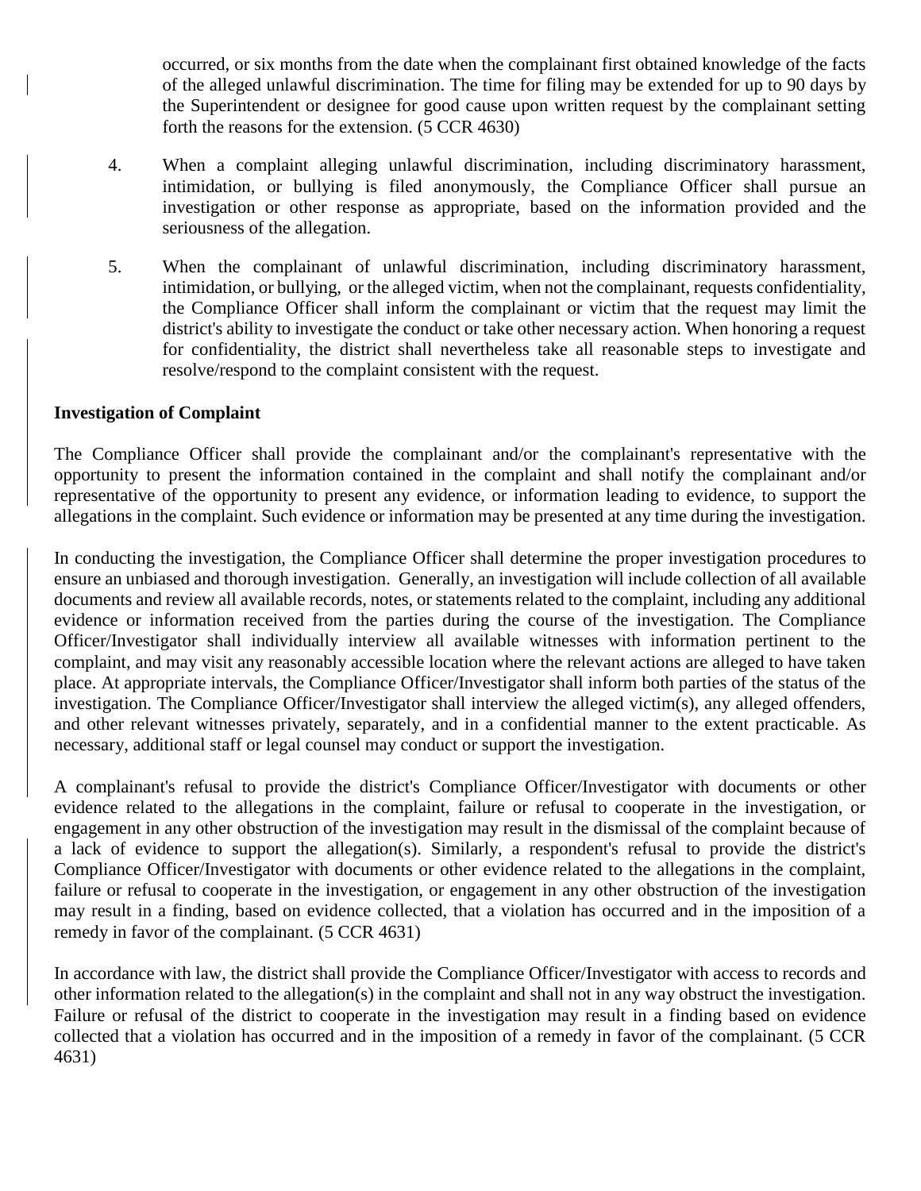occurred, or six months from the date when the complainant first obtained knowledge of the facts of the alleged unlawful discrimination. The time for filing may be extended for up to 90 days by the Superintendent or designee for good cause upon written request by the complainant setting forth the reasons for the extension. (5 CCR 4630)

4. When a complaint alleging unlawful discrimination, including discriminatory harassment, intimidation, or bullying is filed anonymously, the Compliance Officer shall pursue an investigation or other response as appropriate, based on the information provided and the seriousness of the allegation.

5. When the complainant of unlawful discrimination, including discriminatory harassment, intimidation, or bullying, or the alleged victim, when not the complainant, requests confidentiality, the Compliance Officer shall inform the complainant or victim that the request may limit the district's ability to investigate the conduct or take other necessary action. When honoring a request for confidentiality, the district shall nevertheless take all reasonable steps to investigate and resolve/respond to the complaint consistent with the request.

**Investigation of Complaint**

The Compliance Officer shall provide the complainant and/or the complainant's representative with the opportunity to present the information contained in the complaint and shall notify the complainant and/or representative of the opportunity to present any evidence, or information leading to evidence, to support the allegations in the complaint. Such evidence or information may be presented at any time during the investigation.

In conducting the investigation, the Compliance Officer shall determine the proper investigation procedures to ensure an unbiased and thorough investigation. Generally, an investigation will include collection of all available documents and review all available records, notes, or statements related to the complaint, including any additional evidence or information received from the parties during the course of the investigation. The Compliance Officer/Investigator shall individually interview all available witnesses with information pertinent to the complaint, and may visit any reasonably accessible location where the relevant actions are alleged to have taken place. At appropriate intervals, the Compliance Officer/Investigator shall inform both parties of the status of the investigation. The Compliance Officer/Investigator shall interview the alleged victim(s), any alleged offenders, and other relevant witnesses privately, separately, and in a confidential manner to the extent practicable. As necessary, additional staff or legal counsel may conduct or support the investigation.

A complainant's refusal to provide the district's Compliance Officer/Investigator with documents or other evidence related to the allegations in the complaint, failure or refusal to cooperate in the investigation, or engagement in any other obstruction of the investigation may result in the dismissal of the complaint because of a lack of evidence to support the allegation(s). Similarly, a respondent's refusal to provide the district's Compliance Officer/Investigator with documents or other evidence related to the allegations in the complaint, failure or refusal to cooperate in the investigation, or engagement in any other obstruction of the investigation may result in a finding, based on evidence collected, that a violation has occurred and in the imposition of a remedy in favor of the complainant. (5 CCR 4631)

In accordance with law, the district shall provide the Compliance Officer/Investigator with access to records and other information related to the allegation(s) in the complaint and shall not in any way obstruct the investigation. Failure or refusal of the district to cooperate in the investigation may result in a finding based on evidence collected that a violation has occurred and in the imposition of a remedy in favor of the complainant. (5 CCR 4631)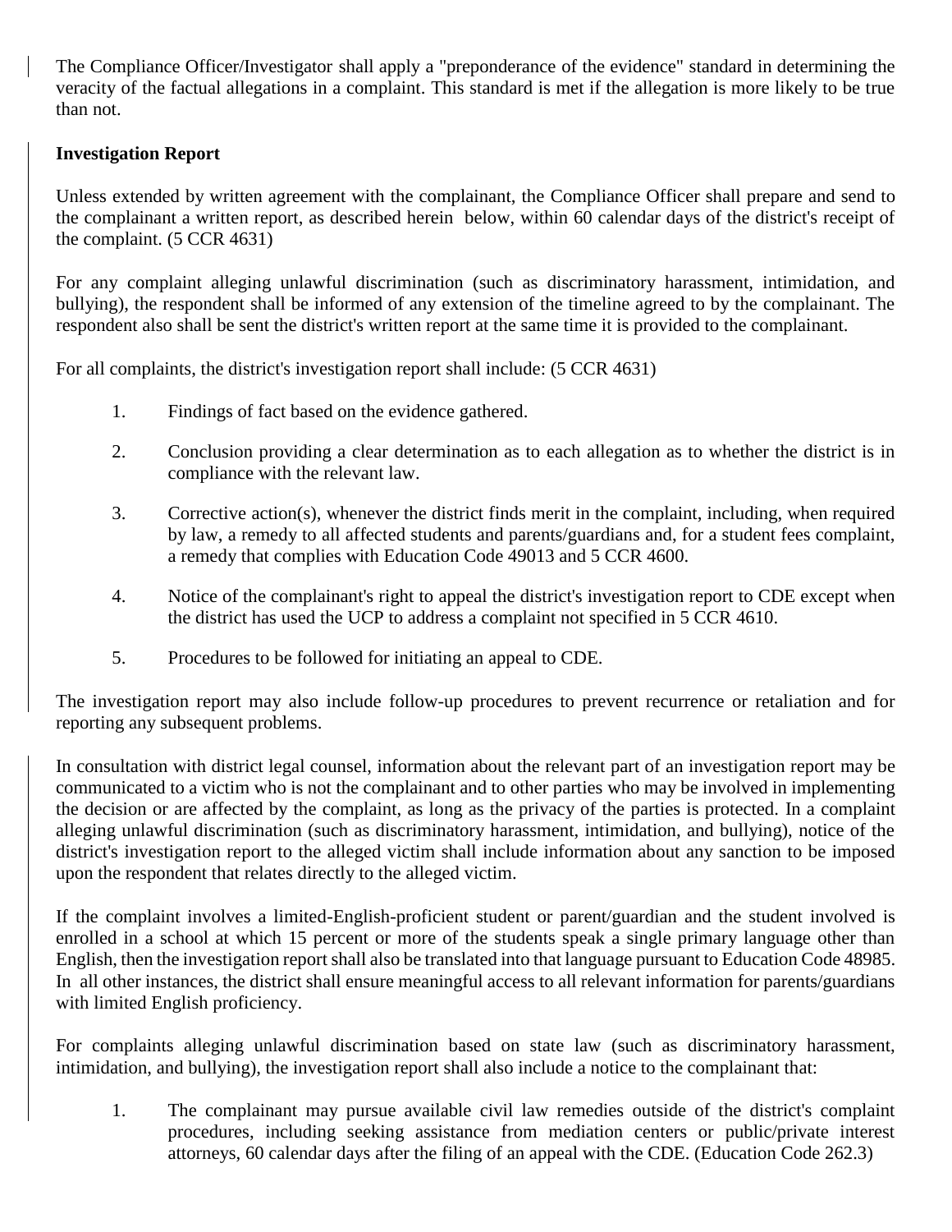The Compliance Officer/Investigator shall apply a "preponderance of the evidence" standard in determining the veracity of the factual allegations in a complaint. This standard is met if the allegation is more likely to be true than not.

**Investigation Report**

Unless extended by written agreement with the complainant, the Compliance Officer shall prepare and send to the complainant a written report, as described herein below, within 60 calendar days of the district's receipt of the complaint. (5 CCR 4631)

For any complaint alleging unlawful discrimination (such as discriminatory harassment, intimidation, and bullying), the respondent shall be informed of any extension of the timeline agreed to by the complainant. The respondent also shall be sent the district's written report at the same time it is provided to the complainant.

For all complaints, the district's investigation report shall include: (5 CCR 4631)

1. Findings of fact based on the evidence gathered.

2. Conclusion providing a clear determination as to each allegation as to whether the district is in compliance with the relevant law.

3. Corrective action(s), whenever the district finds merit in the complaint, including, when required by law, a remedy to all affected students and parents/guardians and, for a student fees complaint, a remedy that complies with Education Code 49013 and 5 CCR 4600.

4. Notice of the complainant's right to appeal the district's investigation report to CDE except when the district has used the UCP to address a complaint not specified in 5 CCR 4610.

5. Procedures to be followed for initiating an appeal to CDE.

The investigation report may also include follow-up procedures to prevent recurrence or retaliation and for reporting any subsequent problems.

In consultation with district legal counsel, information about the relevant part of an investigation report may be communicated to a victim who is not the complainant and to other parties who may be involved in implementing the decision or are affected by the complaint, as long as the privacy of the parties is protected. In a complaint alleging unlawful discrimination (such as discriminatory harassment, intimidation, and bullying), notice of the district's investigation report to the alleged victim shall include information about any sanction to be imposed upon the respondent that relates directly to the alleged victim.

If the complaint involves a limited-English-proficient student or parent/guardian and the student involved is enrolled in a school at which 15 percent or more of the students speak a single primary language other than English, then the investigation report shall also be translated into that language pursuant to Education Code 48985. In all other instances, the district shall ensure meaningful access to all relevant information for parents/guardians with limited English proficiency.

For complaints alleging unlawful discrimination based on state law (such as discriminatory harassment, intimidation, and bullying), the investigation report shall also include a notice to the complainant that:

1. The complainant may pursue available civil law remedies outside of the district's complaint procedures, including seeking assistance from mediation centers or public/private interest attorneys, 60 calendar days after the filing of an appeal with the CDE. (Education Code 262.3)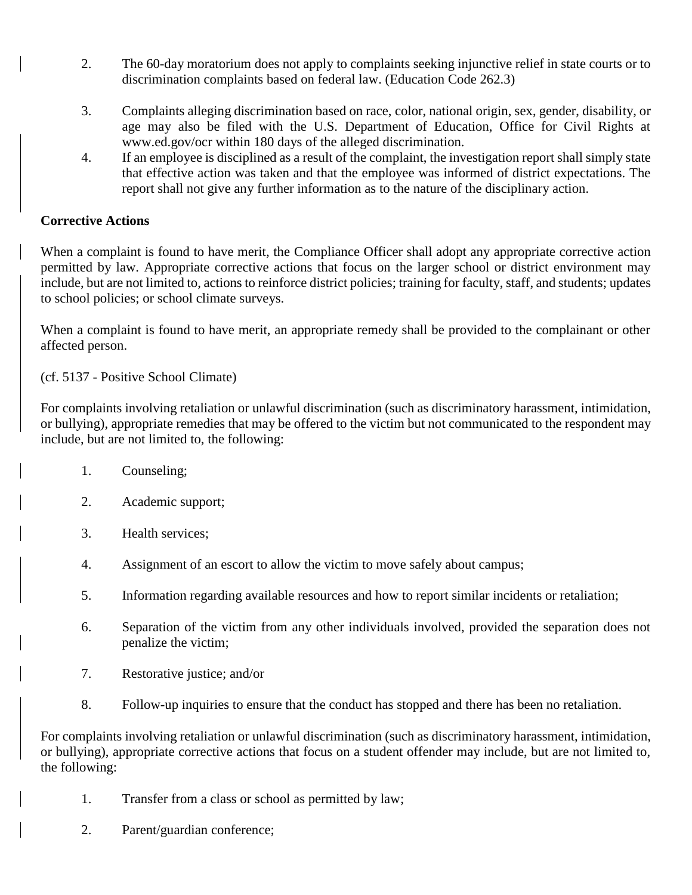2. The 60-day moratorium does not apply to complaints seeking injunctive relief in state courts or to discrimination complaints based on federal law. (Education Code 262.3)

3. Complaints alleging discrimination based on race, color, national origin, sex, gender, disability, or age may also be filed with the U.S. Department of Education, Office for Civil Rights at www.ed.gov/ocr within 180 days of the alleged discrimination.

4. If an employee is disciplined as a result of the complaint, the investigation report shall simply state that effective action was taken and that the employee was informed of district expectations. The report shall not give any further information as to the nature of the disciplinary action.

**Corrective Actions**

When a complaint is found to have merit, the Compliance Officer shall adopt any appropriate corrective action permitted by law. Appropriate corrective actions that focus on the larger school or district environment may include, but are not limited to, actions to reinforce district policies; training for faculty, staff, and students; updates to school policies; or school climate surveys.

When a complaint is found to have merit, an appropriate remedy shall be provided to the complainant or other affected person.

(cf. 5137 - Positive School Climate)

For complaints involving retaliation or unlawful discrimination (such as discriminatory harassment, intimidation, or bullying), appropriate remedies that may be offered to the victim but not communicated to the respondent may include, but are not limited to, the following:

1. Counseling;

2. Academic support;

3. Health services;

4. Assignment of an escort to allow the victim to move safely about campus;

5. Information regarding available resources and how to report similar incidents or retaliation;

6. Separation of the victim from any other individuals involved, provided the separation does not penalize the victim;

7. Restorative justice; and/or

8. Follow-up inquiries to ensure that the conduct has stopped and there has been no retaliation.

For complaints involving retaliation or unlawful discrimination (such as discriminatory harassment, intimidation, or bullying), appropriate corrective actions that focus on a student offender may include, but are not limited to, the following:

1. Transfer from a class or school as permitted by law;

2. Parent/guardian conference;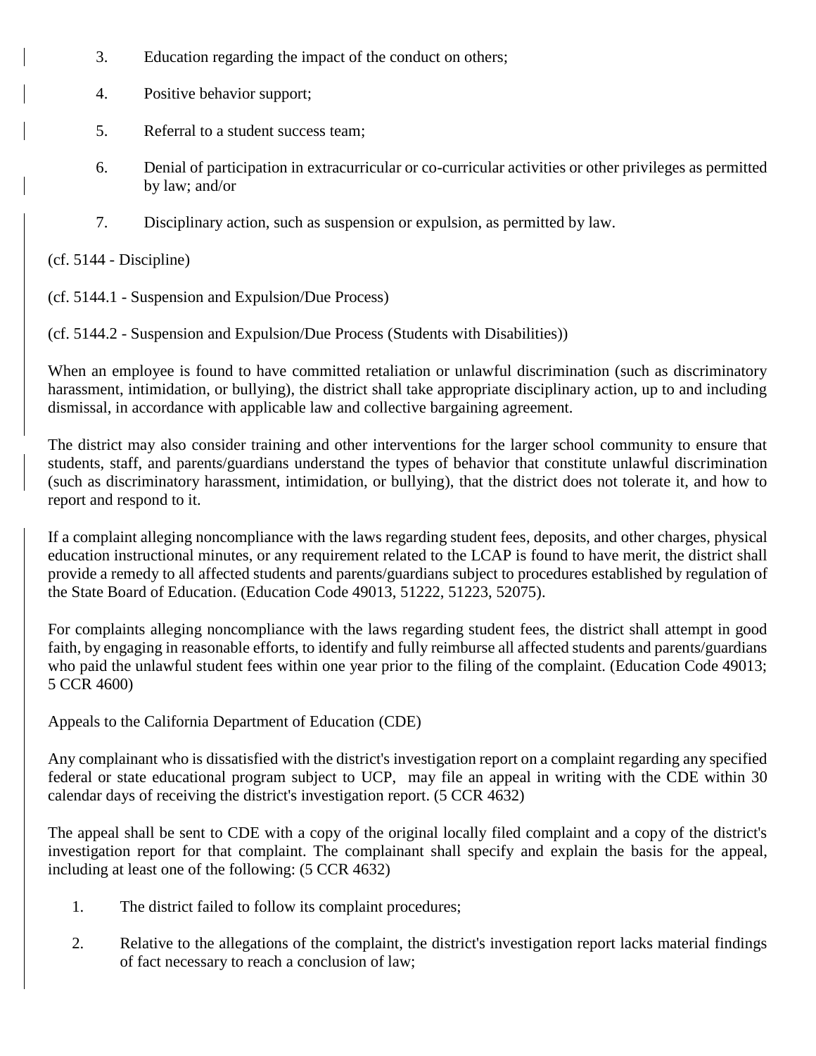3. Education regarding the impact of the conduct on others;

4. Positive behavior support;

5. Referral to a student success team;

6. Denial of participation in extracurricular or co-curricular activities or other privileges as permitted by law; and/or

7. Disciplinary action, such as suspension or expulsion, as permitted by law.

(cf. 5144 - Discipline)

(cf. 5144.1 - Suspension and Expulsion/Due Process)

(cf. 5144.2 - Suspension and Expulsion/Due Process (Students with Disabilities))

When an employee is found to have committed retaliation or unlawful discrimination (such as discriminatory harassment, intimidation, or bullying), the district shall take appropriate disciplinary action, up to and including dismissal, in accordance with applicable law and collective bargaining agreement.

The district may also consider training and other interventions for the larger school community to ensure that students, staff, and parents/guardians understand the types of behavior that constitute unlawful discrimination (such as discriminatory harassment, intimidation, or bullying), that the district does not tolerate it, and how to report and respond to it.

If a complaint alleging noncompliance with the laws regarding student fees, deposits, and other charges, physical education instructional minutes, or any requirement related to the LCAP is found to have merit, the district shall provide a remedy to all affected students and parents/guardians subject to procedures established by regulation of the State Board of Education. (Education Code 49013, 51222, 51223, 52075).

For complaints alleging noncompliance with the laws regarding student fees, the district shall attempt in good faith, by engaging in reasonable efforts, to identify and fully reimburse all affected students and parents/guardians who paid the unlawful student fees within one year prior to the filing of the complaint. (Education Code 49013; 5 CCR 4600)

Appeals to the California Department of Education (CDE)

Any complainant who is dissatisfied with the district's investigation report on a complaint regarding any specified federal or state educational program subject to UCP, may file an appeal in writing with the CDE within 30 calendar days of receiving the district's investigation report. (5 CCR 4632)

The appeal shall be sent to CDE with a copy of the original locally filed complaint and a copy of the district's investigation report for that complaint. The complainant shall specify and explain the basis for the appeal, including at least one of the following: (5 CCR 4632)

1. The district failed to follow its complaint procedures;

2. Relative to the allegations of the complaint, the district's investigation report lacks material findings of fact necessary to reach a conclusion of law;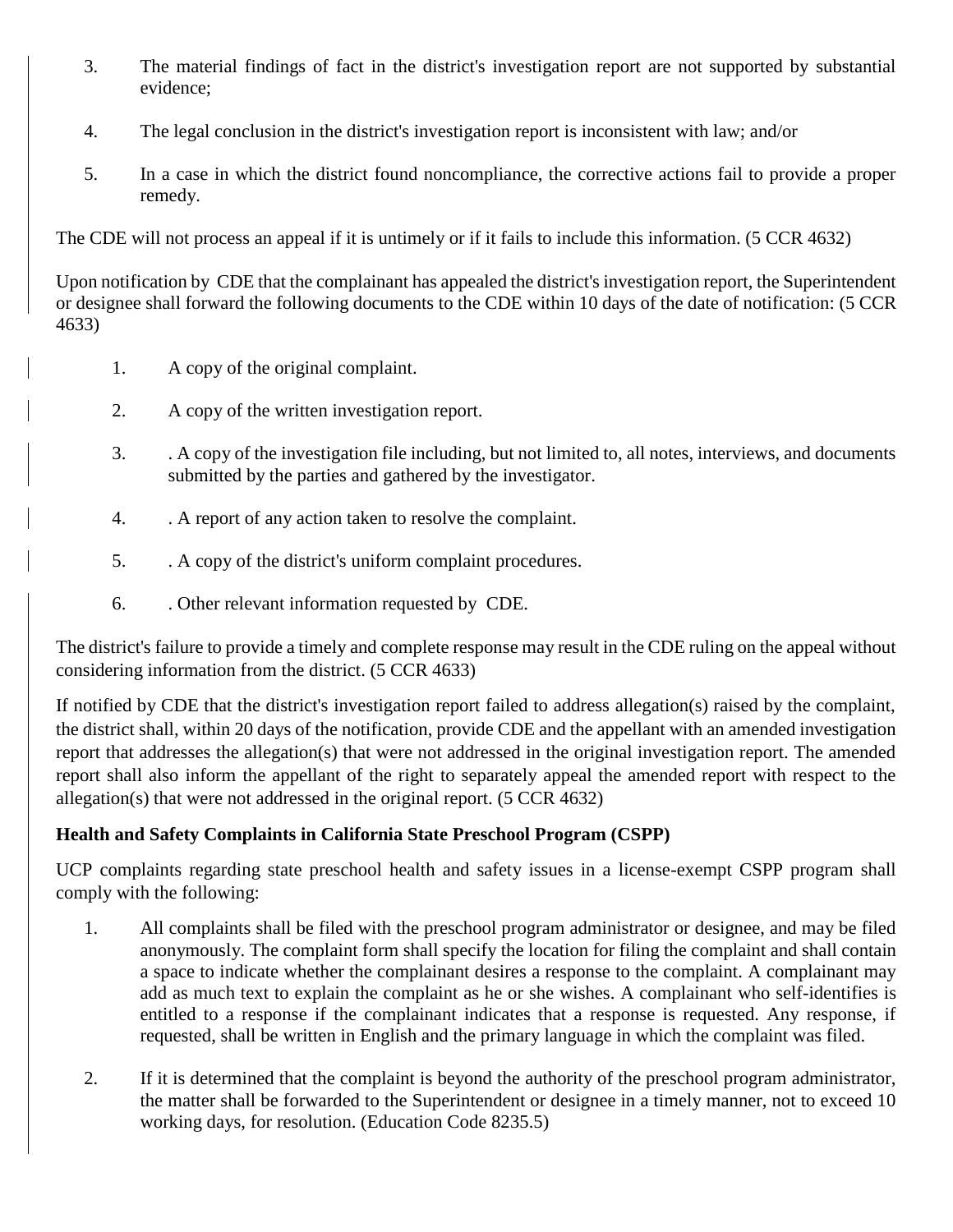3. The material findings of fact in the district's investigation report are not supported by substantial evidence;

4. The legal conclusion in the district's investigation report is inconsistent with law; and/or

5. In a case in which the district found noncompliance, the corrective actions fail to provide a proper remedy.

The CDE will not process an appeal if it is untimely or if it fails to include this information. (5 CCR 4632)

Upon notification by CDE that the complainant has appealed the district's investigation report, the Superintendent or designee shall forward the following documents to the CDE within 10 days of the date of notification: (5 CCR 4633)

1. A copy of the original complaint.

2. A copy of the written investigation report.

3. . A copy of the investigation file including, but not limited to, all notes, interviews, and documents submitted by the parties and gathered by the investigator.

4. . A report of any action taken to resolve the complaint.

5. . A copy of the district's uniform complaint procedures.

6. . Other relevant information requested by CDE.

The district's failure to provide a timely and complete response may result in the CDE ruling on the appeal without considering information from the district. (5 CCR 4633)

If notified by CDE that the district's investigation report failed to address allegation(s) raised by the complaint, the district shall, within 20 days of the notification, provide CDE and the appellant with an amended investigation report that addresses the allegation(s) that were not addressed in the original investigation report. The amended report shall also inform the appellant of the right to separately appeal the amended report with respect to the allegation(s) that were not addressed in the original report. (5 CCR 4632)

**Health and Safety Complaints in California State Preschool Program (CSPP)**

UCP complaints regarding state preschool health and safety issues in a license-exempt CSPP program shall comply with the following:

1. All complaints shall be filed with the preschool program administrator or designee, and may be filed anonymously. The complaint form shall specify the location for filing the complaint and shall contain a space to indicate whether the complainant desires a response to the complaint. A complainant may add as much text to explain the complaint as he or she wishes. A complainant who self-identifies is entitled to a response if the complainant indicates that a response is requested. Any response, if requested, shall be written in English and the primary language in which the complaint was filed.

2. If it is determined that the complaint is beyond the authority of the preschool program administrator, the matter shall be forwarded to the Superintendent or designee in a timely manner, not to exceed 10 working days, for resolution. (Education Code 8235.5)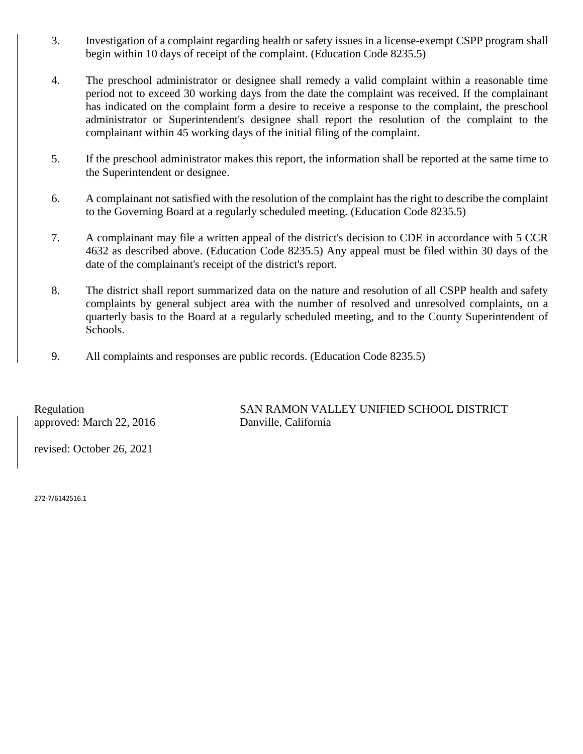3. Investigation of a complaint regarding health or safety issues in a license-exempt CSPP program shall begin within 10 days of receipt of the complaint. (Education Code 8235.5)

4. The preschool administrator or designee shall remedy a valid complaint within a reasonable time period not to exceed 30 working days from the date the complaint was received. If the complainant has indicated on the complaint form a desire to receive a response to the complaint, the preschool administrator or Superintendent's designee shall report the resolution of the complaint to the complainant within 45 working days of the initial filing of the complaint.

5. If the preschool administrator makes this report, the information shall be reported at the same time to the Superintendent or designee.

6. A complainant not satisfied with the resolution of the complaint has the right to describe the complaint to the Governing Board at a regularly scheduled meeting. (Education Code 8235.5)

7. A complainant may file a written appeal of the district's decision to CDE in accordance with 5 CCR 4632 as described above. (Education Code 8235.5) Any appeal must be filed within 30 days of the date of the complainant's receipt of the district's report.

8. The district shall report summarized data on the nature and resolution of all CSPP health and safety complaints by general subject area with the number of resolved and unresolved complaints, on a quarterly basis to the Board at a regularly scheduled meeting, and to the County Superintendent of Schools.

9. All complaints and responses are public records. (Education Code 8235.5)

Regulation
approved: March 22, 2016

revised: October 26, 2021

SAN RAMON VALLEY UNIFIED SCHOOL DISTRICT
Danville, California

272-7/6142516.1